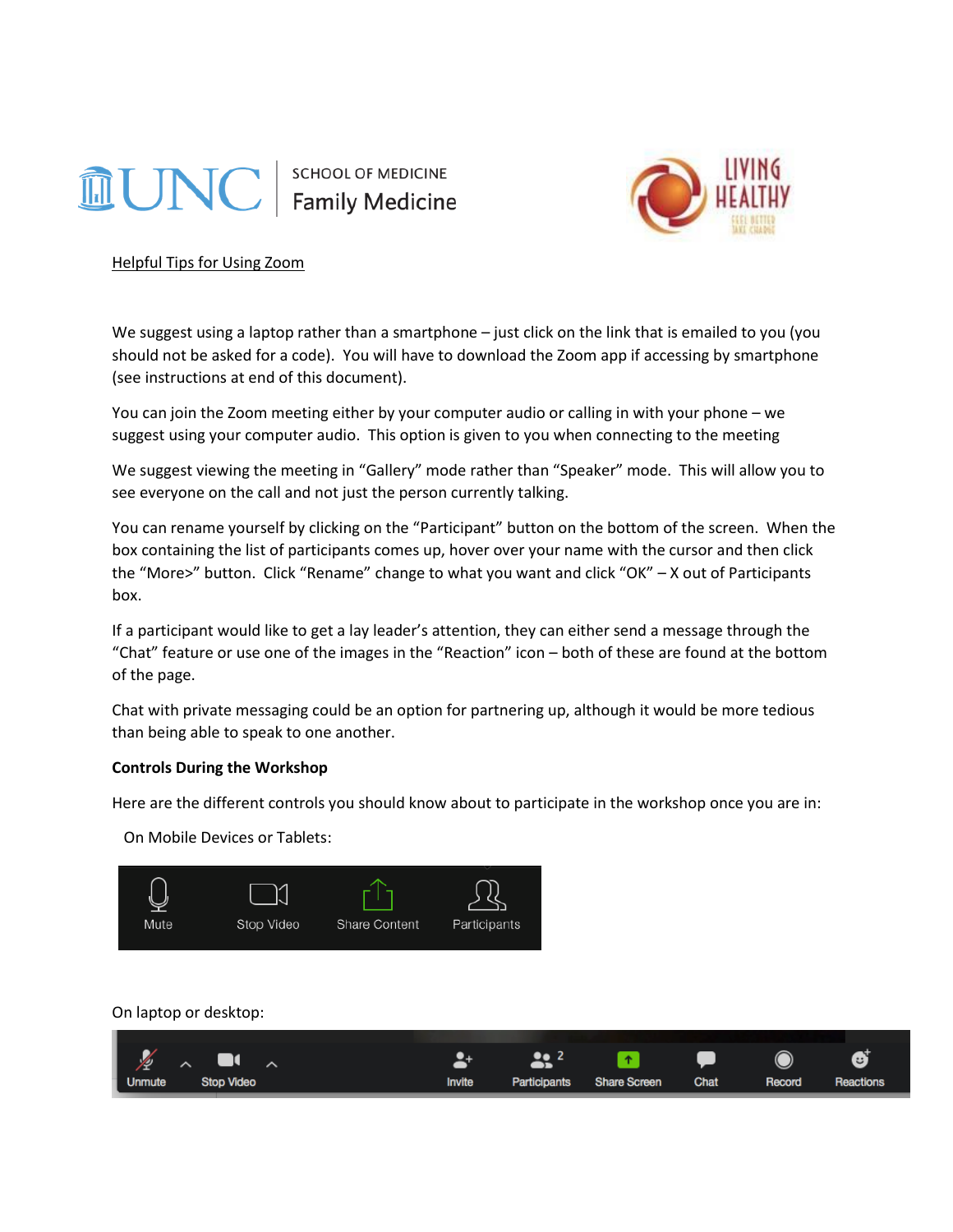UNC SCHOOL OF MEDICINE Family Medicine

LIVING HEALTHY

Helpful Tips for Using Zoom

We suggest using a laptop rather than a smartphone – just click on the link that is emailed to you (you should not be asked for a code). You will have to download the Zoom app if accessing by smartphone (see instructions at end of this document).

You can join the Zoom meeting either by your computer audio or calling in with your phone – we suggest using your computer audio. This option is given to you when connecting to the meeting

We suggest viewing the meeting in "Gallery" mode rather than "Speaker" mode. This will allow you to see everyone on the call and not just the person currently talking.

You can rename yourself by clicking on the "Participant" button on the bottom of the screen. When the box containing the list of participants comes up, hover over your name with the cursor and then click the "More>" button. Click "Rename" change to what you want and click "OK" – X out of Participants box.

If a participant would like to get a lay leader's attention, they can either send a message through the "Chat" feature or use one of the images in the "Reaction" icon – both of these are found at the bottom of the page.

Chat with private messaging could be an option for partnering up, although it would be more tedious than being able to speak to one another.

**Controls During the Workshop**

Here are the different controls you should know about to participate in the workshop once you are in:

On Mobile Devices or Tablets:

Mute | Stop Video | Share Content | Participants

On laptop or desktop:

Unmute | Stop Video | Invite | Participants 2 | Share Screen | Chat | Record | Reactions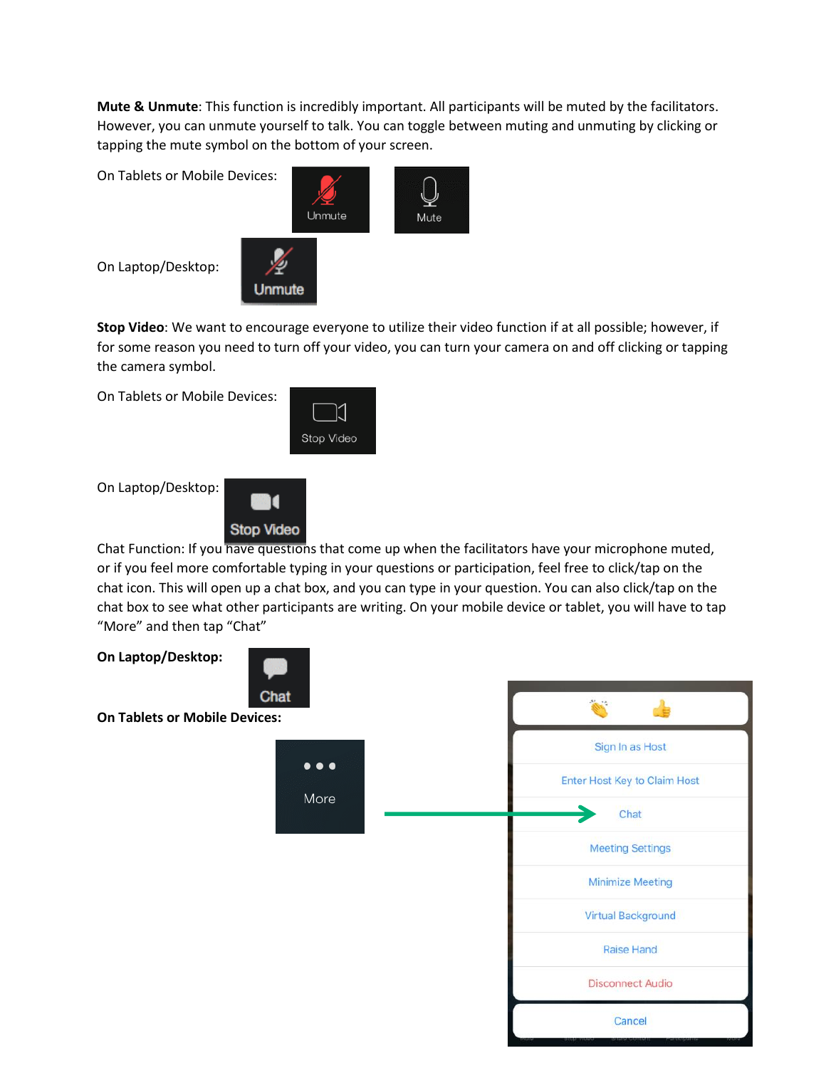**Mute & Unmute**: This function is incredibly important. All participants will be muted by the facilitators. However, you can unmute yourself to talk. You can toggle between muting and unmuting by clicking or tapping the mute symbol on the bottom of your screen.

On Tablets or Mobile Devices:

On Laptop/Desktop:

**Stop Video**: We want to encourage everyone to utilize their video function if at all possible; however, if for some reason you need to turn off your video, you can turn your camera on and off clicking or tapping the camera symbol.

On Tablets or Mobile Devices:

On Laptop/Desktop:

Chat Function: If you have questions that come up when the facilitators have your microphone muted, or if you feel more comfortable typing in your questions or participation, feel free to click/tap on the chat icon. This will open up a chat box, and you can type in your question. You can also click/tap on the chat box to see what other participants are writing. On your mobile device or tablet, you will have to tap "More" and then tap "Chat"

**On Laptop/Desktop:**

**On Tablets or Mobile Devices:**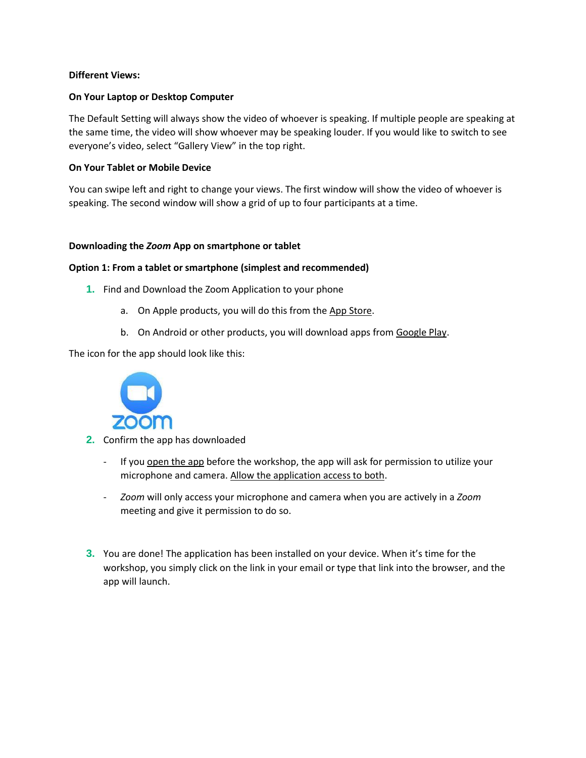**Different Views:**

**On Your Laptop or Desktop Computer**

The Default Setting will always show the video of whoever is speaking. If multiple people are speaking at the same time, the video will show whoever may be speaking louder. If you would like to switch to see everyone's video, select "Gallery View" in the top right.

**On Your Tablet or Mobile Device**

You can swipe left and right to change your views. The first window will show the video of whoever is speaking. The second window will show a grid of up to four participants at a time.

**Downloading the *Zoom* App on smartphone or tablet**

**Option 1: From a tablet or smartphone (simplest and recommended)**

1. Find and Download the Zoom Application to your phone
   a. On Apple products, you will do this from the App Store.
   b. On Android or other products, you will download apps from Google Play.

The icon for the app should look like this:

2. Confirm the app has downloaded
   - If you open the app before the workshop, the app will ask for permission to utilize your microphone and camera. Allow the application access to both.
   - *Zoom* will only access your microphone and camera when you are actively in a *Zoom* meeting and give it permission to do so.

3. You are done! The application has been installed on your device. When it's time for the workshop, you simply click on the link in your email or type that link into the browser, and the app will launch.